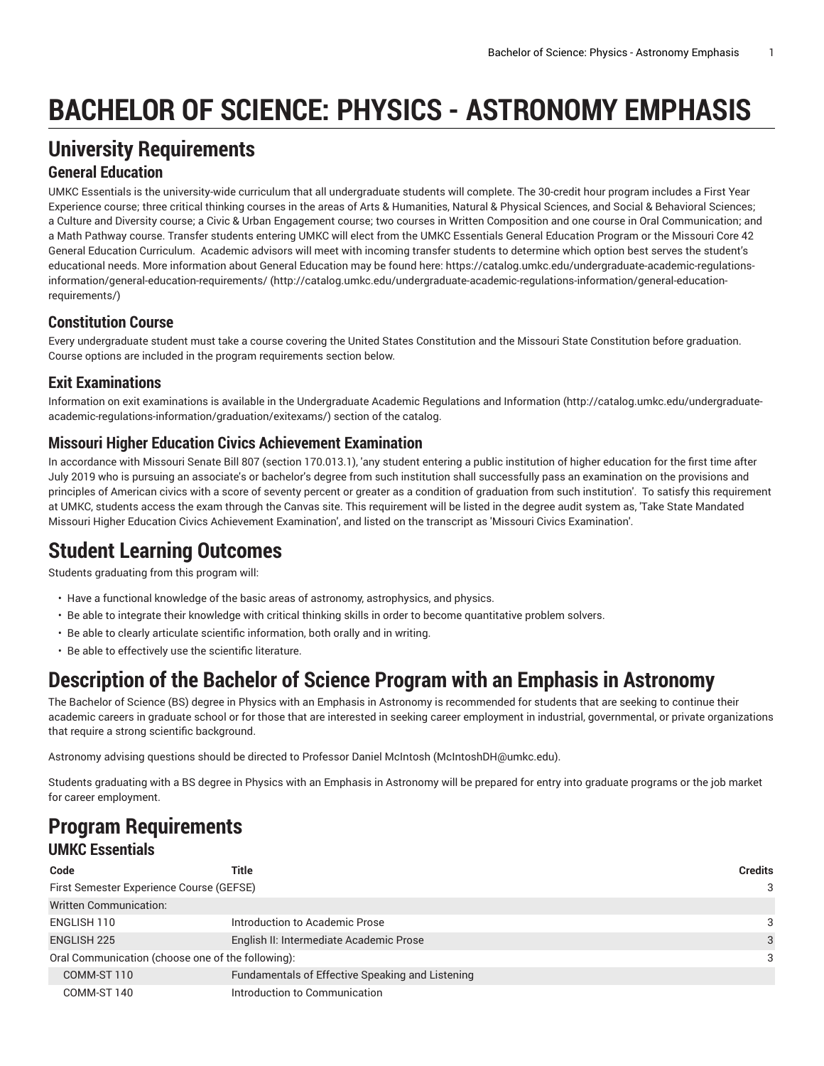# BACHELOR OF SCIENCE: PHYSICS - ASTRONOMY EMPHASIS

## University Requirements

### General Education

UMKC Essentials is the university-wide curriculum that all undergraduate students will complete. The 30-credit hour program includes a First Year Experience course; three critical thinking courses in the areas of Arts & Humanities, Natural & Physical Sciences, and Social & Behavioral Sciences; a Culture and Diversity course; a Civic & Urban Engagement course; two courses in Written Composition and one course in Oral Communication; and a Math Pathway course. Transfer students entering UMKC will elect from the UMKC Essentials General Education Program or the Missouri Core 42 General Education Curriculum. Academic advisors will meet with incoming transfer students to determine which option best serves the student's educational needs. More information about General Education may be found here: https://catalog.umkc.edu/undergraduate-academic-regulations-information/general-education-requirements/ (http://catalog.umkc.edu/undergraduate-academic-regulations-information/general-education-requirements/)

### Constitution Course

Every undergraduate student must take a course covering the United States Constitution and the Missouri State Constitution before graduation. Course options are included in the program requirements section below.

### Exit Examinations

Information on exit examinations is available in the Undergraduate Academic Regulations and Information (http://catalog.umkc.edu/undergraduate-academic-regulations-information/graduation/exitexams/) section of the catalog.

### Missouri Higher Education Civics Achievement Examination

In accordance with Missouri Senate Bill 807 (section 170.013.1), 'any student entering a public institution of higher education for the first time after July 2019 who is pursuing an associate's or bachelor's degree from such institution shall successfully pass an examination on the provisions and principles of American civics with a score of seventy percent or greater as a condition of graduation from such institution'. To satisfy this requirement at UMKC, students access the exam through the Canvas site. This requirement will be listed in the degree audit system as, 'Take State Mandated Missouri Higher Education Civics Achievement Examination', and listed on the transcript as 'Missouri Civics Examination'.

## Student Learning Outcomes

Students graduating from this program will:

- Have a functional knowledge of the basic areas of astronomy, astrophysics, and physics.
- Be able to integrate their knowledge with critical thinking skills in order to become quantitative problem solvers.
- Be able to clearly articulate scientific information, both orally and in writing.
- Be able to effectively use the scientific literature.

## Description of the Bachelor of Science Program with an Emphasis in Astronomy

The Bachelor of Science (BS) degree in Physics with an Emphasis in Astronomy is recommended for students that are seeking to continue their academic careers in graduate school or for those that are interested in seeking career employment in industrial, governmental, or private organizations that require a strong scientific background.

Astronomy advising questions should be directed to Professor Daniel McIntosh (McIntoshDH@umkc.edu).

Students graduating with a BS degree in Physics with an Emphasis in Astronomy will be prepared for entry into graduate programs or the job market for career employment.

## Program Requirements

### UMKC Essentials

| Code | Title | Credits |
|---|---|---|
| First Semester Experience Course (GEFSE) | | 3 |
| Written Communication: | | |
| ENGLISH 110 | Introduction to Academic Prose | 3 |
| ENGLISH 225 | English II: Intermediate Academic Prose | 3 |
| Oral Communication (choose one of the following): | | 3 |
| COMM-ST 110 | Fundamentals of Effective Speaking and Listening | |
| COMM-ST 140 | Introduction to Communication | |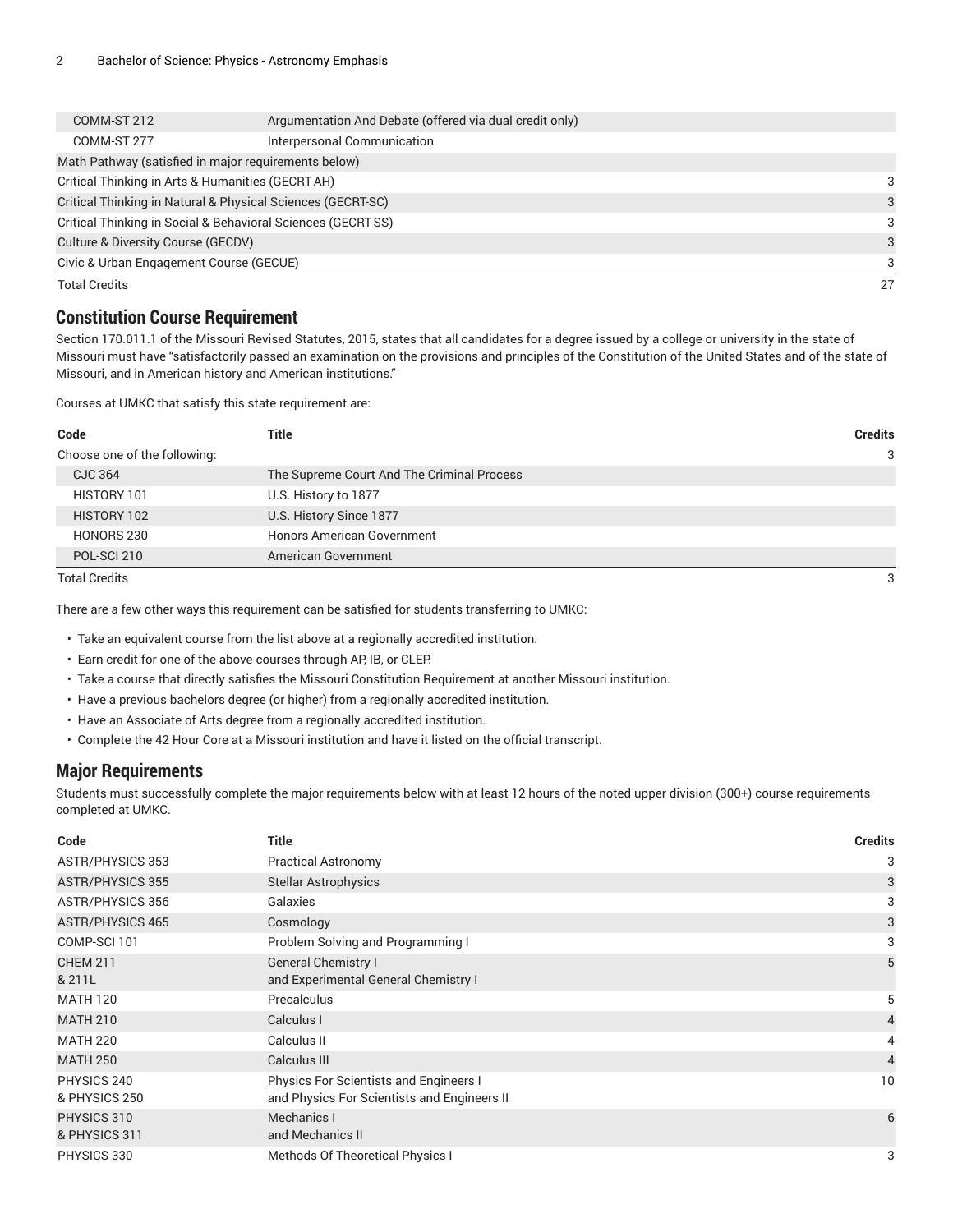| Code | Title | Credits |
| --- | --- | --- |
| COMM-ST 212 | Argumentation And Debate (offered via dual credit only) | |
| COMM-ST 277 | Interpersonal Communication | |
| Math Pathway (satisfied in major requirements below) | | |
| Critical Thinking in Arts & Humanities (GECRT-AH) | | 3 |
| Critical Thinking in Natural & Physical Sciences (GECRT-SC) | | 3 |
| Critical Thinking in Social & Behavioral Sciences (GECRT-SS) | | 3 |
| Culture & Diversity Course (GECDV) | | 3 |
| Civic & Urban Engagement Course (GECUE) | | 3 |
| Total Credits | | 27 |

## Constitution Course Requirement

Section 170.011.1 of the Missouri Revised Statutes, 2015, states that all candidates for a degree issued by a college or university in the state of Missouri must have "satisfactorily passed an examination on the provisions and principles of the Constitution of the United States and of the state of Missouri, and in American history and American institutions."

Courses at UMKC that satisfy this state requirement are:

| Code | Title | Credits |
| --- | --- | --- |
| Choose one of the following: | | 3 |
| CJC 364 | The Supreme Court And The Criminal Process | |
| HISTORY 101 | U.S. History to 1877 | |
| HISTORY 102 | U.S. History Since 1877 | |
| HONORS 230 | Honors American Government | |
| POL-SCI 210 | American Government | |
| Total Credits | | 3 |

There are a few other ways this requirement can be satisfied for students transferring to UMKC:

- Take an equivalent course from the list above at a regionally accredited institution.
- Earn credit for one of the above courses through AP, IB, or CLEP.
- Take a course that directly satisfies the Missouri Constitution Requirement at another Missouri institution.
- Have a previous bachelors degree (or higher) from a regionally accredited institution.
- Have an Associate of Arts degree from a regionally accredited institution.
- Complete the 42 Hour Core at a Missouri institution and have it listed on the official transcript.

## Major Requirements

Students must successfully complete the major requirements below with at least 12 hours of the noted upper division (300+) course requirements completed at UMKC.

| Code | Title | Credits |
| --- | --- | --- |
| ASTR/PHYSICS 353 | Practical Astronomy | 3 |
| ASTR/PHYSICS 355 | Stellar Astrophysics | 3 |
| ASTR/PHYSICS 356 | Galaxies | 3 |
| ASTR/PHYSICS 465 | Cosmology | 3 |
| COMP-SCI 101 | Problem Solving and Programming I | 3 |
| CHEM 211 & 211L | General Chemistry I and Experimental General Chemistry I | 5 |
| MATH 120 | Precalculus | 5 |
| MATH 210 | Calculus I | 4 |
| MATH 220 | Calculus II | 4 |
| MATH 250 | Calculus III | 4 |
| PHYSICS 240 & PHYSICS 250 | Physics For Scientists and Engineers I and Physics For Scientists and Engineers II | 10 |
| PHYSICS 310 & PHYSICS 311 | Mechanics I and Mechanics II | 6 |
| PHYSICS 330 | Methods Of Theoretical Physics I | 3 |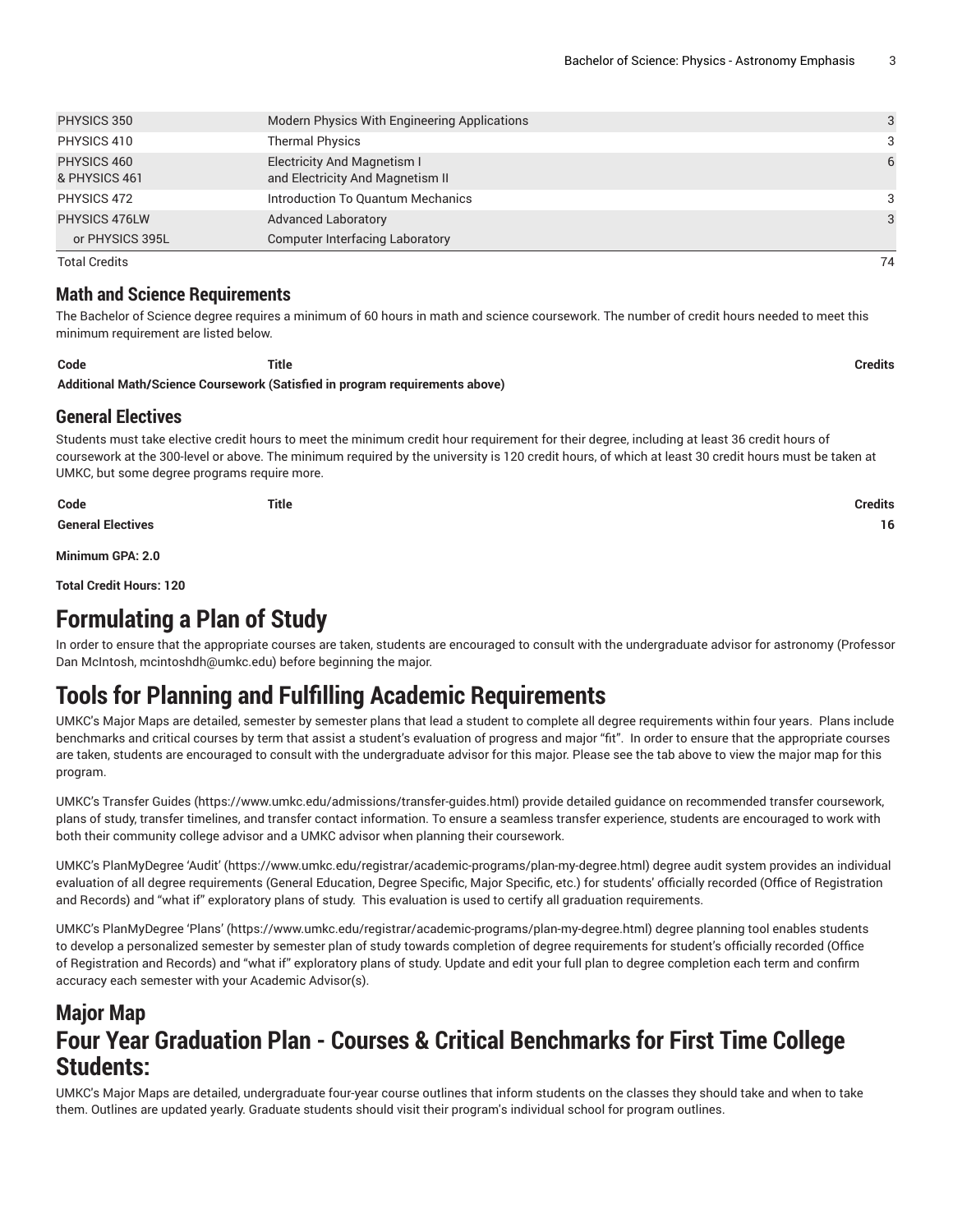| | | |
|---|---|---|
| PHYSICS 350 | Modern Physics With Engineering Applications | 3 |
| PHYSICS 410 | Thermal Physics | 3 |
| PHYSICS 460<br>& PHYSICS 461 | Electricity And Magnetism I<br>and Electricity And Magnetism II | 6 |
| PHYSICS 472 | Introduction To Quantum Mechanics | 3 |
| PHYSICS 476LW<br>or PHYSICS 395L | Advanced Laboratory<br>Computer Interfacing Laboratory | 3 |
| Total Credits | | 74 |

### Math and Science Requirements

The Bachelor of Science degree requires a minimum of 60 hours in math and science coursework. The number of credit hours needed to meet this minimum requirement are listed below.

| Code | Title | Credits |
|---|---|---|
| **Additional Math/Science Coursework (Satisfied in program requirements above)** | | |

### General Electives

Students must take elective credit hours to meet the minimum credit hour requirement for their degree, including at least 36 credit hours of coursework at the 300-level or above. The minimum required by the university is 120 credit hours, of which at least 30 credit hours must be taken at UMKC, but some degree programs require more.

| Code | Title | Credits |
|---|---|---|
| **General Electives** | | **16** |

**Minimum GPA: 2.0**

**Total Credit Hours: 120**

# Formulating a Plan of Study

In order to ensure that the appropriate courses are taken, students are encouraged to consult with the undergraduate advisor for astronomy (Professor Dan McIntosh, mcintoshdh@umkc.edu) before beginning the major.

# Tools for Planning and Fulfilling Academic Requirements

UMKC's Major Maps are detailed, semester by semester plans that lead a student to complete all degree requirements within four years. Plans include benchmarks and critical courses by term that assist a student's evaluation of progress and major "fit". In order to ensure that the appropriate courses are taken, students are encouraged to consult with the undergraduate advisor for this major. Please see the tab above to view the major map for this program.

UMKC's Transfer Guides (https://www.umkc.edu/admissions/transfer-guides.html) provide detailed guidance on recommended transfer coursework, plans of study, transfer timelines, and transfer contact information. To ensure a seamless transfer experience, students are encouraged to work with both their community college advisor and a UMKC advisor when planning their coursework.

UMKC's PlanMyDegree 'Audit' (https://www.umkc.edu/registrar/academic-programs/plan-my-degree.html) degree audit system provides an individual evaluation of all degree requirements (General Education, Degree Specific, Major Specific, etc.) for students' officially recorded (Office of Registration and Records) and "what if" exploratory plans of study. This evaluation is used to certify all graduation requirements.

UMKC's PlanMyDegree 'Plans' (https://www.umkc.edu/registrar/academic-programs/plan-my-degree.html) degree planning tool enables students to develop a personalized semester by semester plan of study towards completion of degree requirements for student's officially recorded (Office of Registration and Records) and "what if" exploratory plans of study. Update and edit your full plan to degree completion each term and confirm accuracy each semester with your Academic Advisor(s).

## Major Map

## Four Year Graduation Plan - Courses & Critical Benchmarks for First Time College Students:

UMKC's Major Maps are detailed, undergraduate four-year course outlines that inform students on the classes they should take and when to take them. Outlines are updated yearly. Graduate students should visit their program's individual school for program outlines.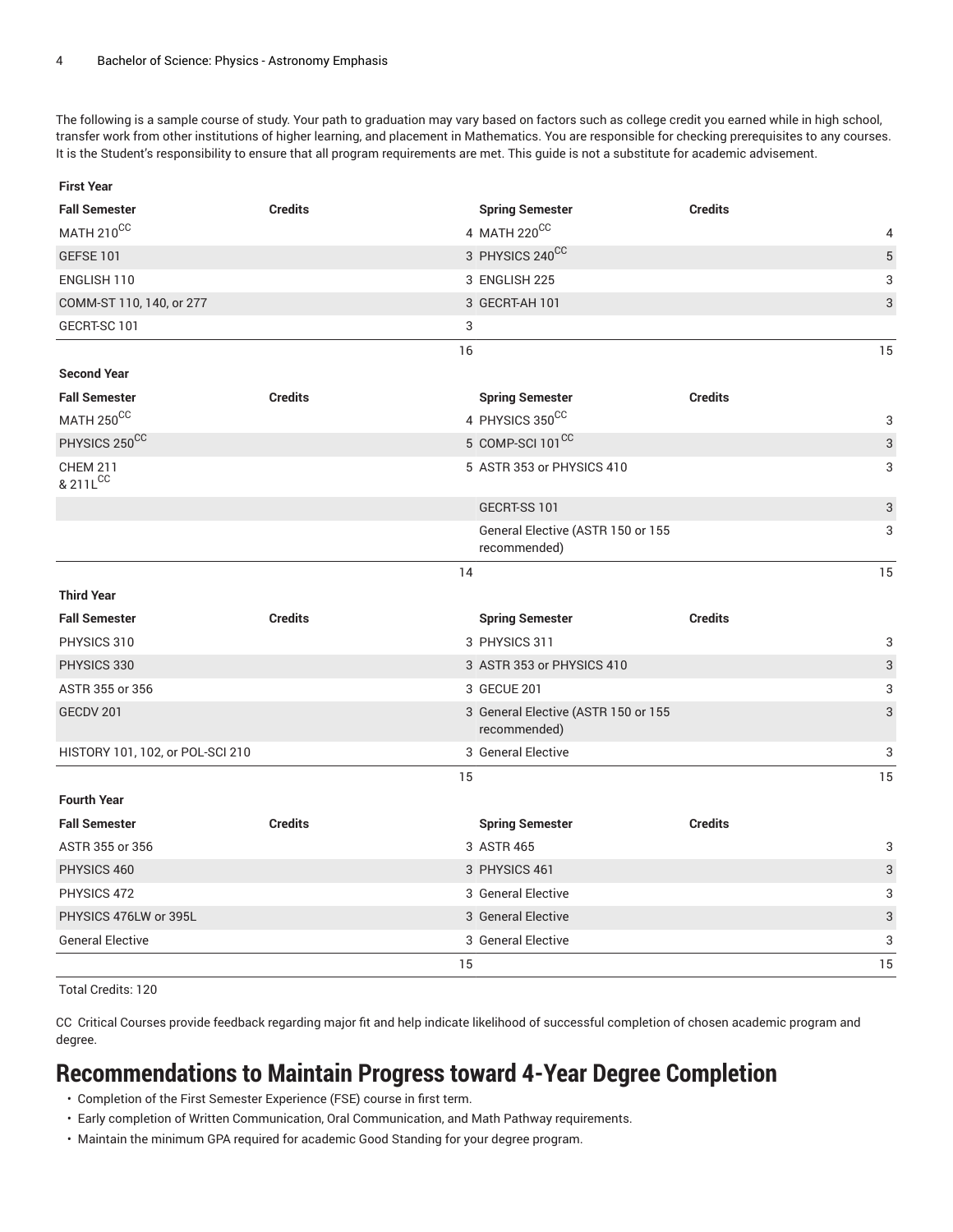The following is a sample course of study. Your path to graduation may vary based on factors such as college credit you earned while in high school, transfer work from other institutions of higher learning, and placement in Mathematics. You are responsible for checking prerequisites to any courses. It is the Student's responsibility to ensure that all program requirements are met. This guide is not a substitute for academic advisement.

| First Year | | | |
|---|---|---|---|
| **Fall Semester** | **Credits** | **Spring Semester** | **Credits** |
| MATH 210[CC] | 4 | MATH 220[CC] | 4 |
| GEFSE 101 | 3 | PHYSICS 240[CC] | 5 |
| ENGLISH 110 | 3 | ENGLISH 225 | 3 |
| COMM-ST 110, 140, or 277 | 3 | GECRT-AH 101 | 3 |
| GECRT-SC 101 | 3 | | |
| | 16 | | 15 |
| **Second Year** | | | |
| **Fall Semester** | **Credits** | **Spring Semester** | **Credits** |
| MATH 250[CC] | 4 | PHYSICS 350[CC] | 3 |
| PHYSICS 250[CC] | 5 | COMP-SCI 101[CC] | 3 |
| CHEM 211 & 211L[CC] | 5 | ASTR 353 or PHYSICS 410 | 3 |
| | | GECRT-SS 101 | 3 |
| | | General Elective (ASTR 150 or 155 recommended) | 3 |
| | 14 | | 15 |
| **Third Year** | | | |
| **Fall Semester** | **Credits** | **Spring Semester** | **Credits** |
| PHYSICS 310 | 3 | PHYSICS 311 | 3 |
| PHYSICS 330 | 3 | ASTR 353 or PHYSICS 410 | 3 |
| ASTR 355 or 356 | 3 | GECUE 201 | 3 |
| GECDV 201 | 3 | General Elective (ASTR 150 or 155 recommended) | 3 |
| HISTORY 101, 102, or POL-SCI 210 | 3 | General Elective | 3 |
| | 15 | | 15 |
| **Fourth Year** | | | |
| **Fall Semester** | **Credits** | **Spring Semester** | **Credits** |
| ASTR 355 or 356 | 3 | ASTR 465 | 3 |
| PHYSICS 460 | 3 | PHYSICS 461 | 3 |
| PHYSICS 472 | 3 | General Elective | 3 |
| PHYSICS 476LW or 395L | 3 | General Elective | 3 |
| General Elective | 3 | General Elective | 3 |
| | 15 | | 15 |

Total Credits: 120

CC Critical Courses provide feedback regarding major fit and help indicate likelihood of successful completion of chosen academic program and degree.

## Recommendations to Maintain Progress toward 4-Year Degree Completion

- Completion of the First Semester Experience (FSE) course in first term.
- Early completion of Written Communication, Oral Communication, and Math Pathway requirements.
- Maintain the minimum GPA required for academic Good Standing for your degree program.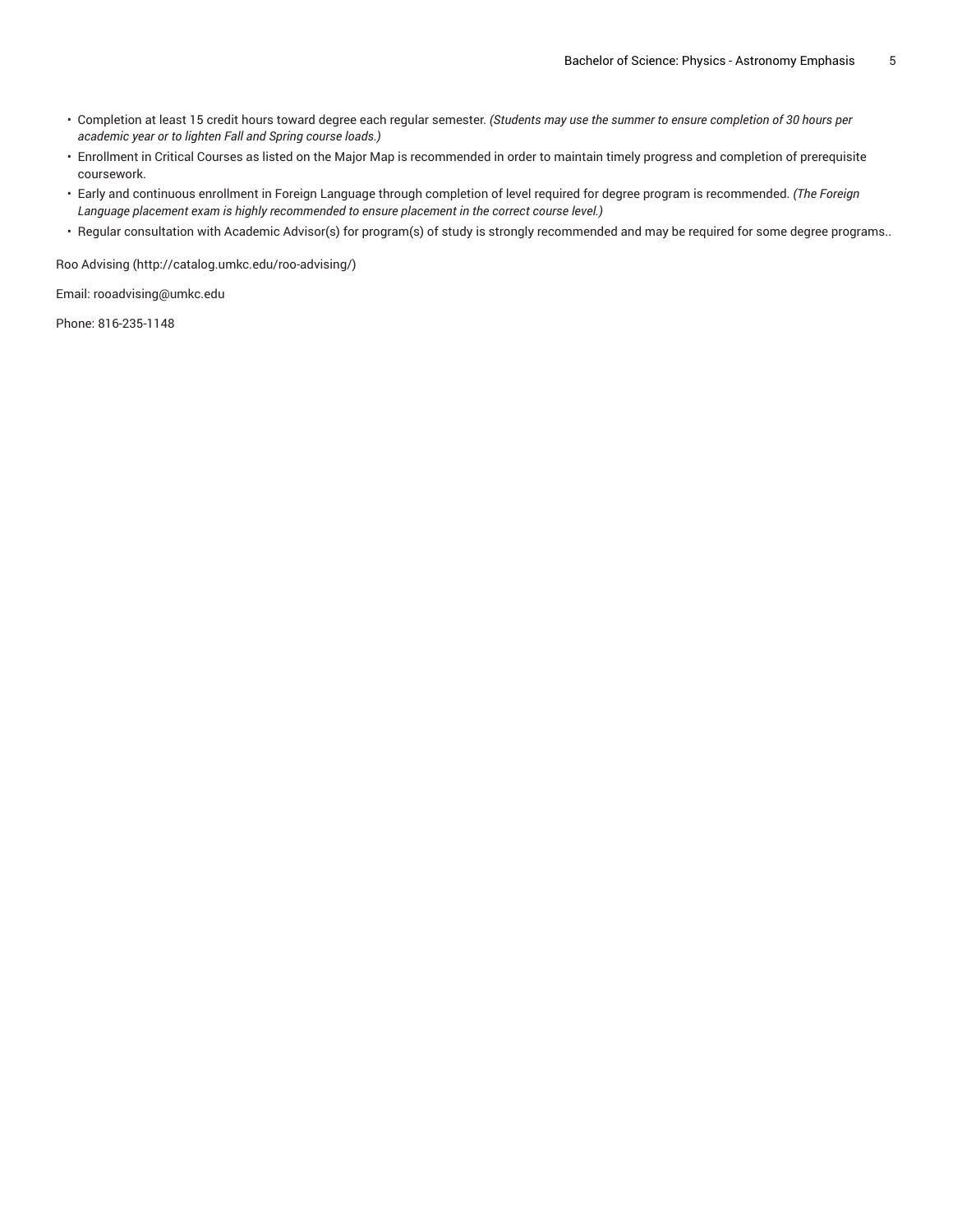- Completion at least 15 credit hours toward degree each regular semester. *(Students may use the summer to ensure completion of 30 hours per academic year or to lighten Fall and Spring course loads.)*
- Enrollment in Critical Courses as listed on the Major Map is recommended in order to maintain timely progress and completion of prerequisite coursework.
- Early and continuous enrollment in Foreign Language through completion of level required for degree program is recommended. *(The Foreign Language placement exam is highly recommended to ensure placement in the correct course level.)*
- Regular consultation with Academic Advisor(s) for program(s) of study is strongly recommended and may be required for some degree programs..

Roo Advising (http://catalog.umkc.edu/roo-advising/)

Email: rooadvising@umkc.edu

Phone: 816-235-1148